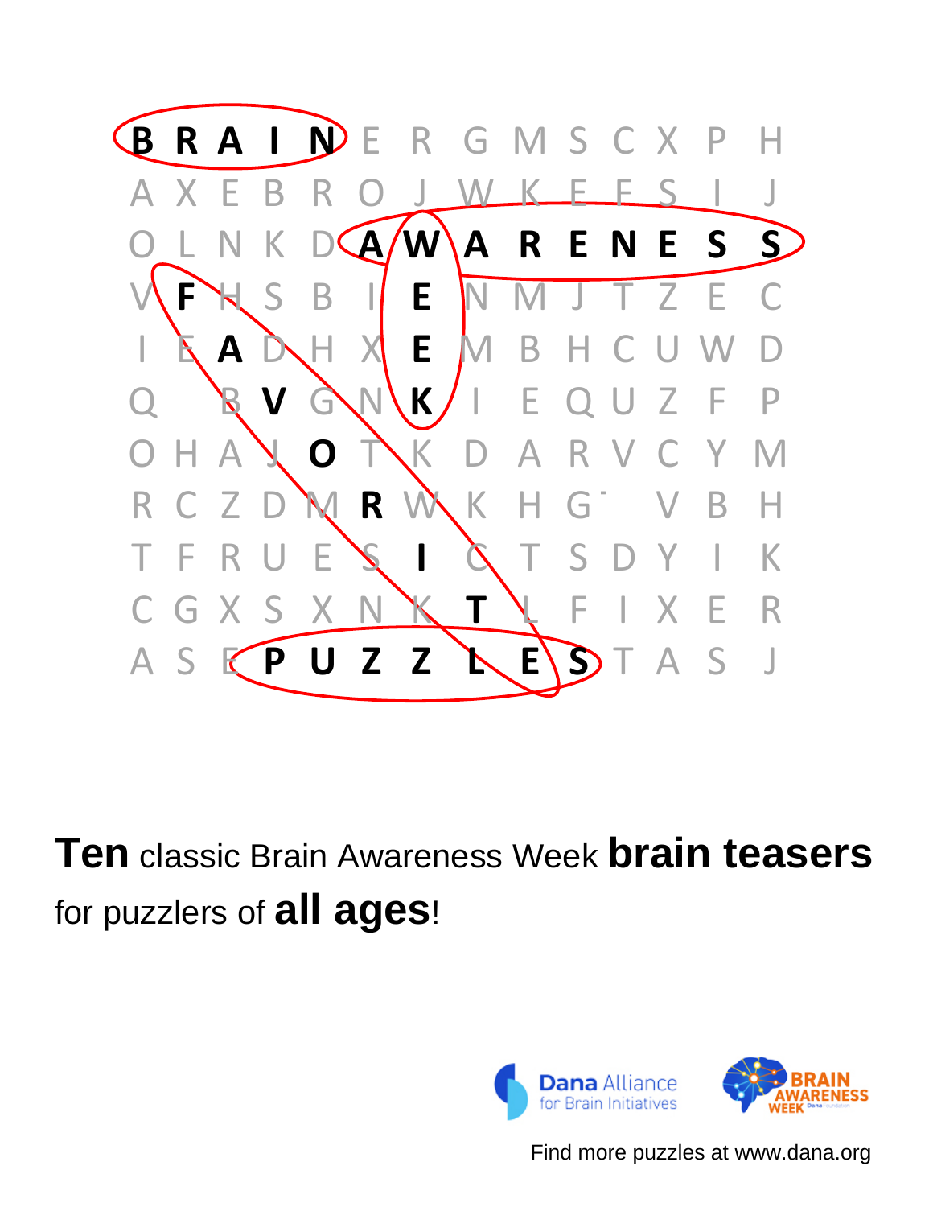```
B R A I N E R G M S C X P H
A X E B R O J W K E F S I J
O L N K D A W A R E N E S S
V F H S B I E N M J T Z E C
I E A D H X E M B H C U W D
Q   B V G N K I E Q U Z F P
O H A J O T K D A R V C Y M
R C Z D M R W K H G   V B H
T F R U E S I C T S D Y I K
C G X S X N K T L F I X E R
A S E P U Z Z L E S T A S J
```

**Ten** classic Brain Awareness Week **brain teasers** for puzzlers of **all ages**!

Dana Alliance for Brain Initiatives

BRAIN AWARENESS WEEK

Find more puzzles at www.dana.org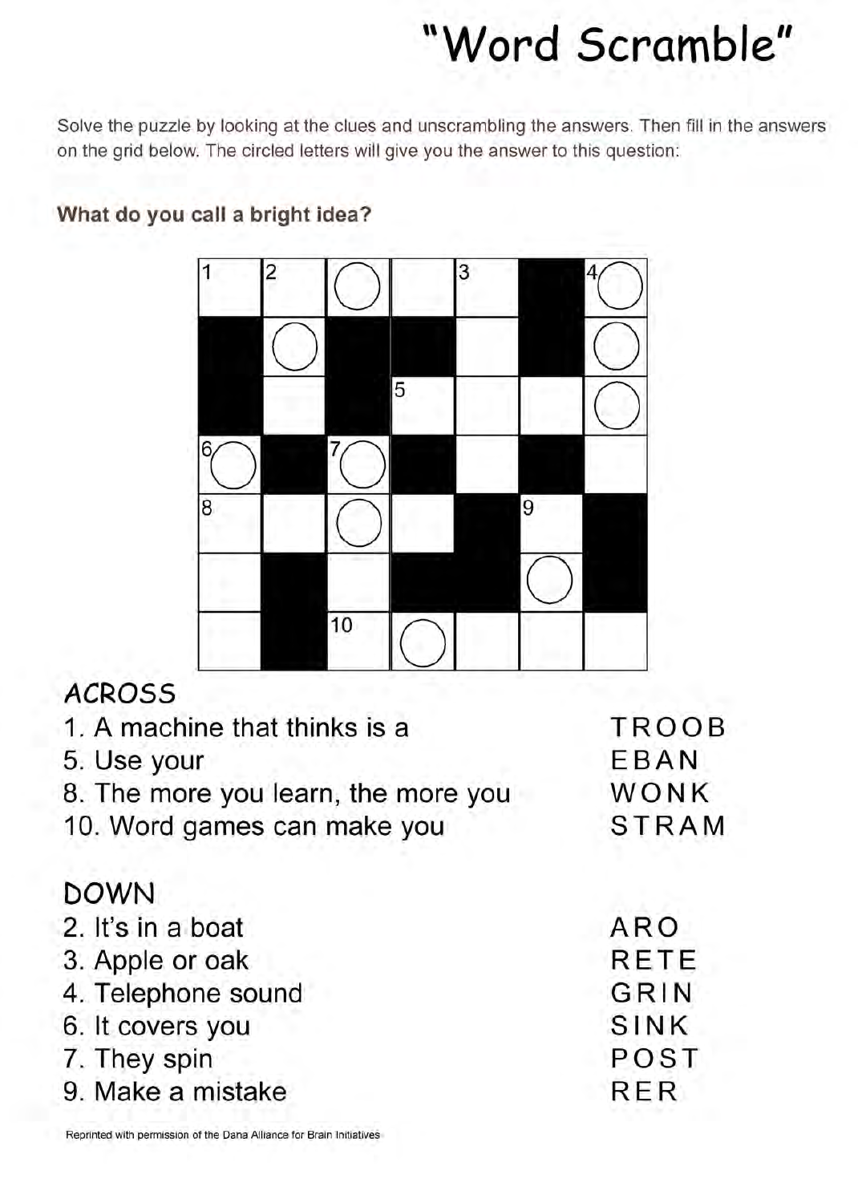# "Word Scramble"

Solve the puzzle by looking at the clues and unscrambling the answers. Then fill in the answers on the grid below. The circled letters will give you the answer to this question:

**What do you call a bright idea?**

| 1 | 2 | ◯ | | 3 | ■ | 4 ◯ |
|---|---|---|---|---|---|---|
| ■ | ◯ | ■ | ■ | | ■ | ◯ |
| ■ | | ■ | 5 | | | ◯ |
| 6 ◯ | ■ | 7 ◯ | ■ | | ■ | |
| 8 | | ◯ | | ■ | 9 | ■ |
| | ■ | | ■ | ■ | ◯ | ■ |
| | ■ | 10 | ◯ | | | |

## ACROSS

| Clue | Scrambled |
|---|---|
| 1. A machine that thinks is a | TROOB |
| 5. Use your | EBAN |
| 8. The more you learn, the more you | WONK |
| 10. Word games can make you | STRAM |

## DOWN

| Clue | Scrambled |
|---|---|
| 2. It's in a boat | ARO |
| 3. Apple or oak | RETE |
| 4. Telephone sound | GRIN |
| 6. It covers you | SINK |
| 7. They spin | POST |
| 9. Make a mistake | RER |

Reprinted with permission of the Dana Alliance for Brain Initiatives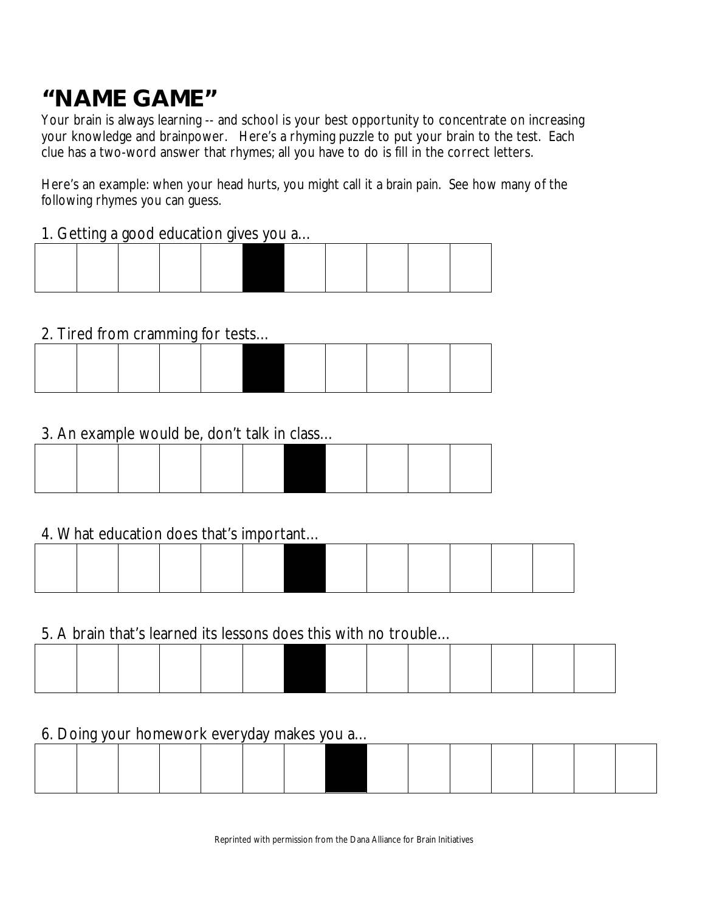# "NAME GAME"

Your brain is always learning -- and school is your best opportunity to concentrate on increasing your knowledge and brainpower. Here's a rhyming puzzle to put your brain to the test. Each clue has a two-word answer that rhymes; all you have to do is fill in the correct letters.

Here's an example: when your head hurts, you might call it a brain pain. See how many of the following rhymes you can guess.

1. Getting a good education gives you a...

| | | | | | ■ | | | | | |
|---|---|---|---|---|---|---|---|---|---|---|

2. Tired from cramming for tests...

| | | | | | ■ | | | | | |
|---|---|---|---|---|---|---|---|---|---|---|

3. An example would be, don't talk in class...

| | | | | | | ■ | | | | |
|---|---|---|---|---|---|---|---|---|---|---|

4. What education does that's important...

| | | | | | | ■ | | | | | | |
|---|---|---|---|---|---|---|---|---|---|---|---|---|

5. A brain that's learned its lessons does this with no trouble...

| | | | | | | ■ | | | | | | | |
|---|---|---|---|---|---|---|---|---|---|---|---|---|---|

6. Doing your homework everyday makes you a...

| | | | | | | | ■ | | | | | | | |
|---|---|---|---|---|---|---|---|---|---|---|---|---|---|---|

Reprinted with permission from the Dana Alliance for Brain Initiatives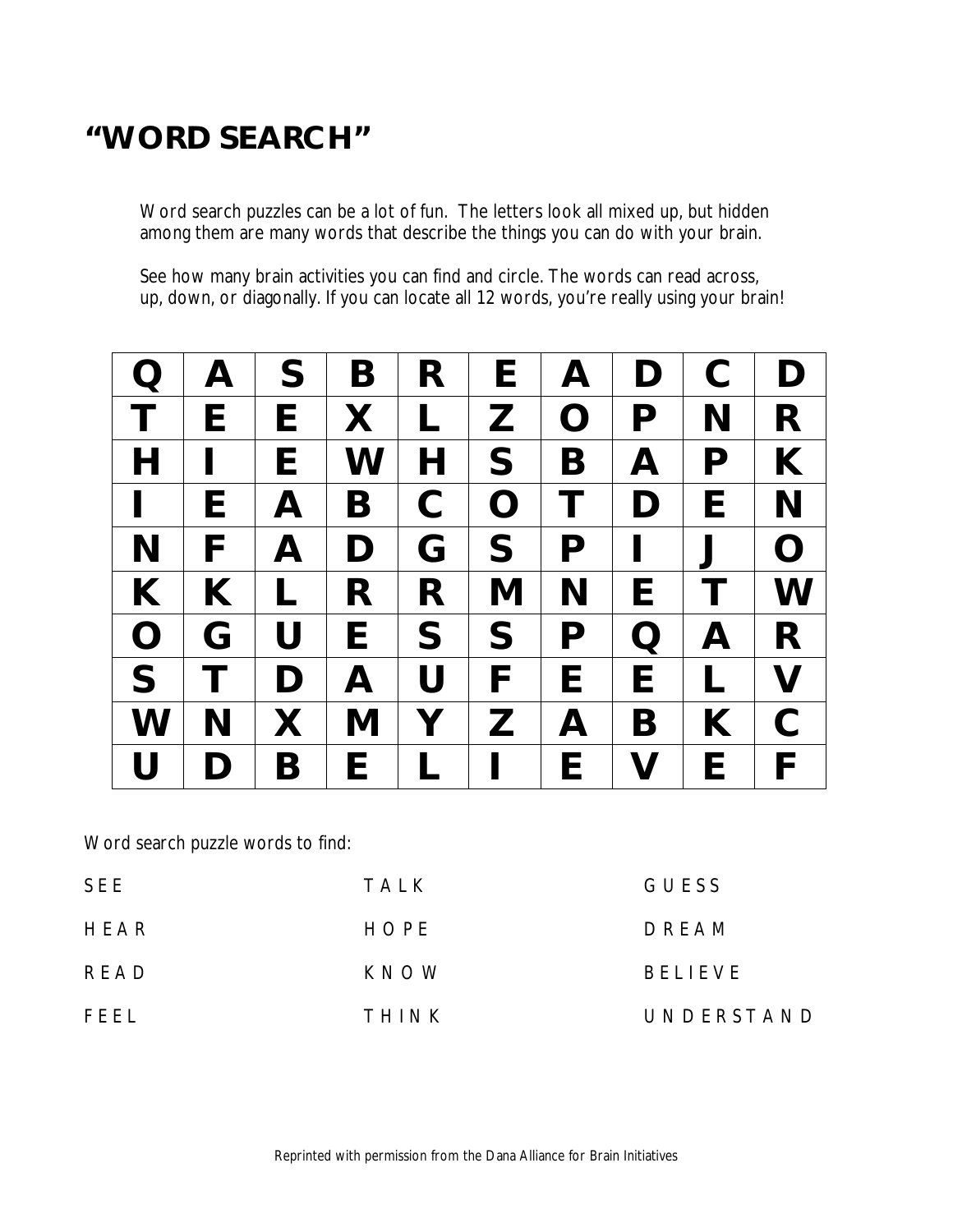# "WORD SEARCH"

Word search puzzles can be a lot of fun. The letters look all mixed up, but hidden among them are many words that describe the things you can do with your brain.

See how many brain activities you can find and circle. The words can read across, up, down, or diagonally. If you can locate all 12 words, you're really using your brain!

| | | | | | | | | | |
|---|---|---|---|---|---|---|---|---|---|
| Q | A | S | B | R | E | A | D | C | D |
| T | E | E | X | L | Z | O | P | N | R |
| H | I | E | W | H | S | B | A | P | K |
| I | E | A | B | C | O | T | D | E | N |
| N | F | A | D | G | S | P | I | J | O |
| K | K | L | R | R | M | N | E | T | W |
| O | G | U | E | S | S | P | Q | A | R |
| S | T | D | A | U | F | E | E | L | V |
| W | N | X | M | Y | Z | A | B | K | C |
| U | D | B | E | L | I | E | V | E | F |

Word search puzzle words to find:

| | | |
|---|---|---|
| SEE | TALK | GUESS |
| HEAR | HOPE | DREAM |
| READ | KNOW | BELIEVE |
| FEEL | THINK | UNDERSTAND |

Reprinted with permission from the Dana Alliance for Brain Initiatives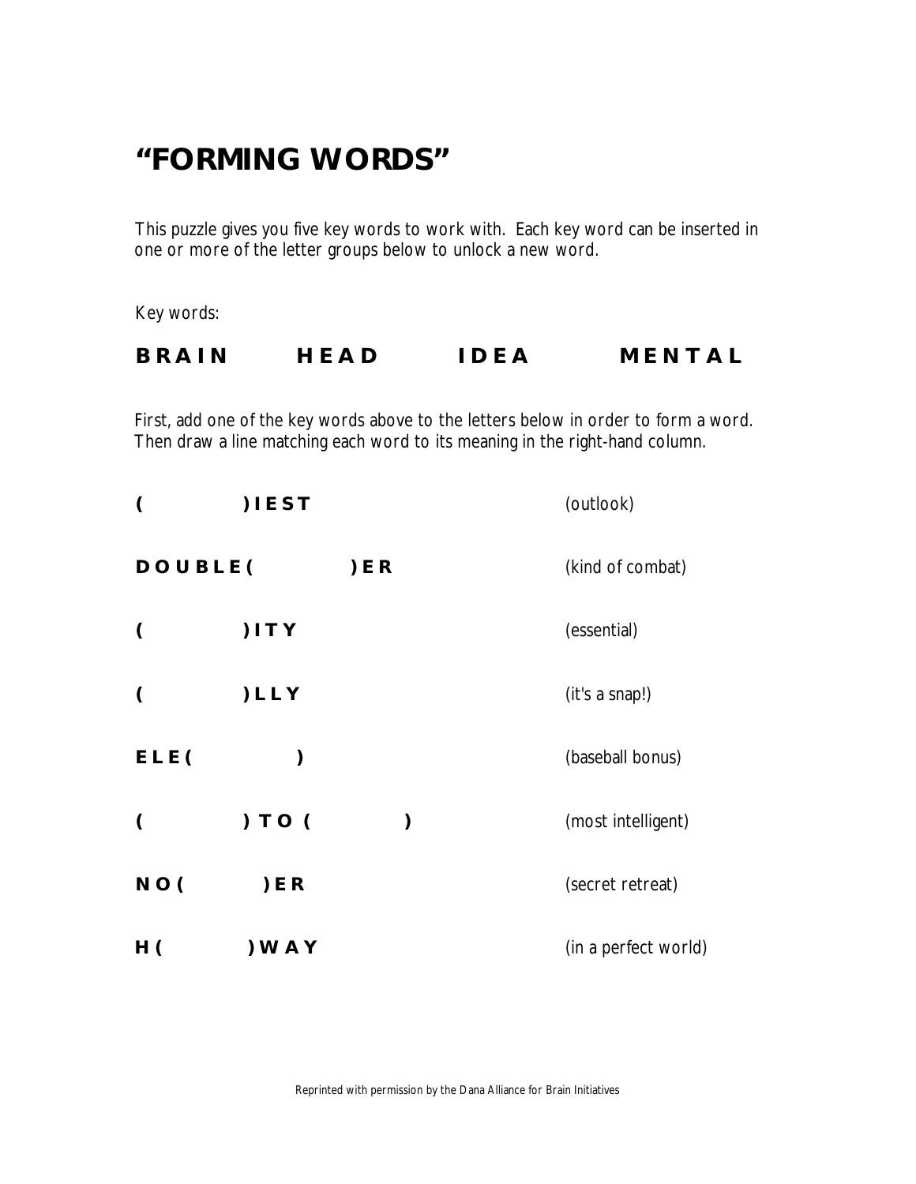# "FORMING WORDS"

This puzzle gives you five key words to work with. Each key word can be inserted in one or more of the letter groups below to unlock a new word.

*Key words:*

**B R A I N     H E A D     I D E A     M E N T A L**

First, add one of the key words above to the letters below in order to form a word. Then draw a line matching each word to its meaning in the right-hand column.

| | |
|---|---|
| **(            ) I E S T** | (outlook) |
| **D O U B L E (            ) E R** | (kind of combat) |
| **(            ) I T Y** | (essential) |
| **(            ) L L Y** | (it's a snap!) |
| **E L E (            )** | (baseball bonus) |
| **(            ) T O (            )** | (most intelligent) |
| **N O (            ) E R** | (secret retreat) |
| **H (            ) W A Y** | (in a perfect world) |

Reprinted with permission by the Dana Alliance for Brain Initiatives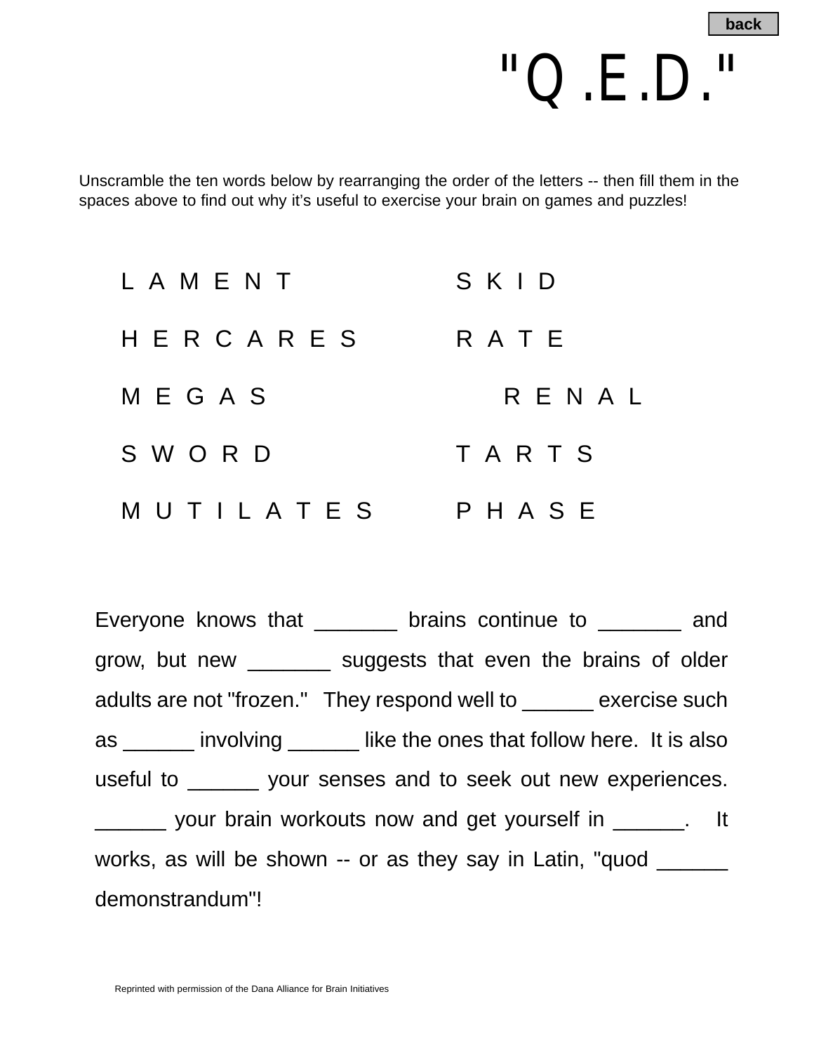# "Q.E.D."

Unscramble the ten words below by rearranging the order of the letters -- then fill them in the spaces above to find out why it's useful to exercise your brain on games and puzzles!

| | |
|---|---|
| L A M E N T | S K I D |
| H E R C A R E S | R A T E |
| M E G A S | R E N A L |
| S W O R D | T A R T S |
| M U T I L A T E S | P H A S E |

Everyone knows that _______ brains continue to _______ and grow, but new _______ suggests that even the brains of older adults are not "frozen." They respond well to ______ exercise such as ______ involving ______ like the ones that follow here. It is also useful to ______ your senses and to seek out new experiences. ______ your brain workouts now and get yourself in ______. It works, as will be shown -- or as they say in Latin, "quod ______ demonstrandum"!

Reprinted with permission of the Dana Alliance for Brain Initiatives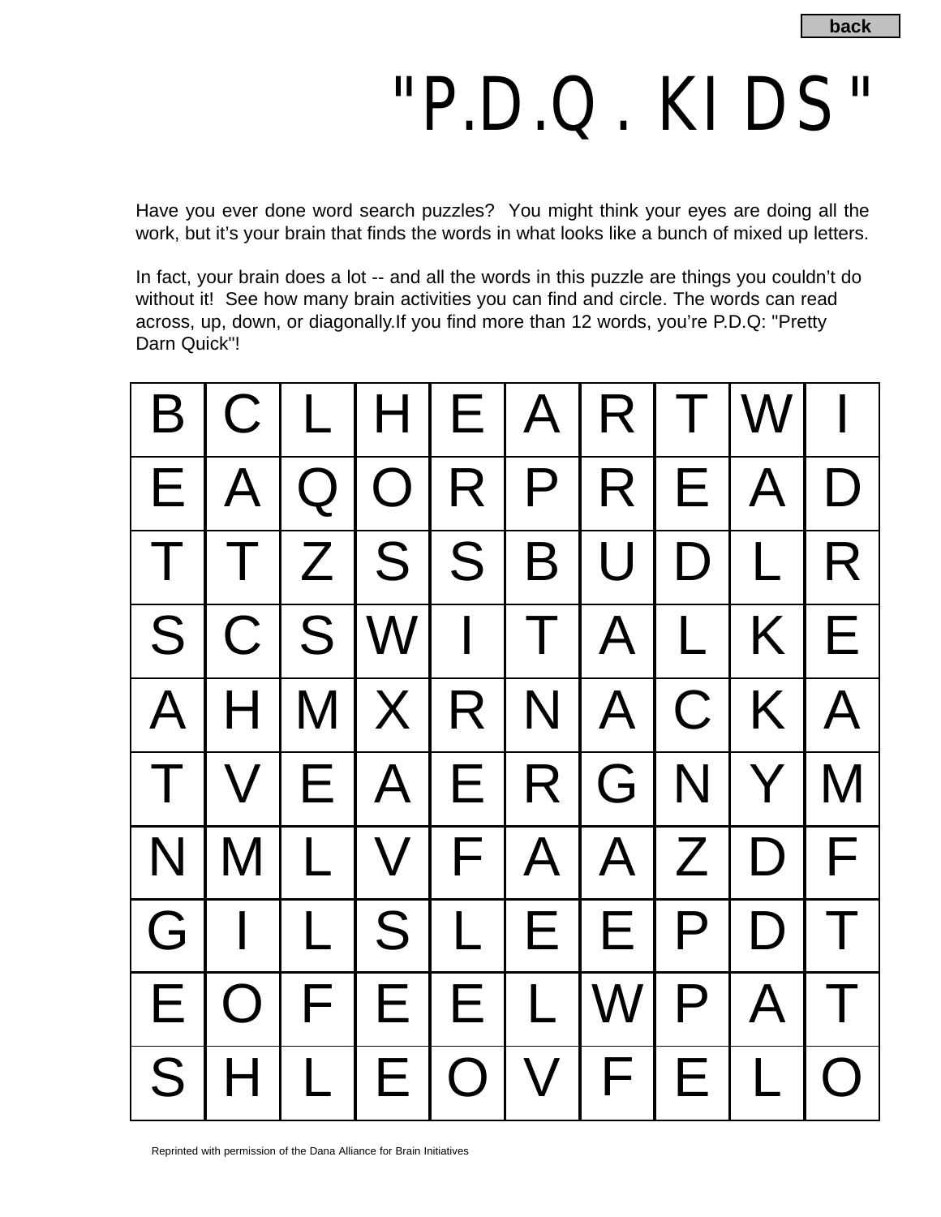"P.D.Q. KIDS"

Have you ever done word search puzzles? You might think your eyes are doing all the work, but it's your brain that finds the words in what looks like a bunch of mixed up letters.

In fact, your brain does a lot -- and all the words in this puzzle are things you couldn't do without it! See how many brain activities you can find and circle. The words can read across, up, down, or diagonally. If you find more than 12 words, you're P.D.Q: "Pretty Darn Quick"!

| | | | | | | | | | |
|---|---|---|---|---|---|---|---|---|---|
| B | C | L | H | E | A | R | T | W | I |
| E | A | Q | O | R | P | R | E | A | D |
| T | T | Z | S | S | B | U | D | L | R |
| S | C | S | W | I | T | A | L | K | E |
| A | H | M | X | R | N | A | C | K | A |
| T | V | E | A | E | R | G | N | Y | M |
| N | M | L | V | F | A | A | Z | D | F |
| G | I | L | S | L | E | E | P | D | T |
| E | O | F | E | E | L | W | P | A | T |
| S | H | L | E | O | V | F | E | L | O |

Reprinted with permission of the Dana Alliance for Brain Initiatives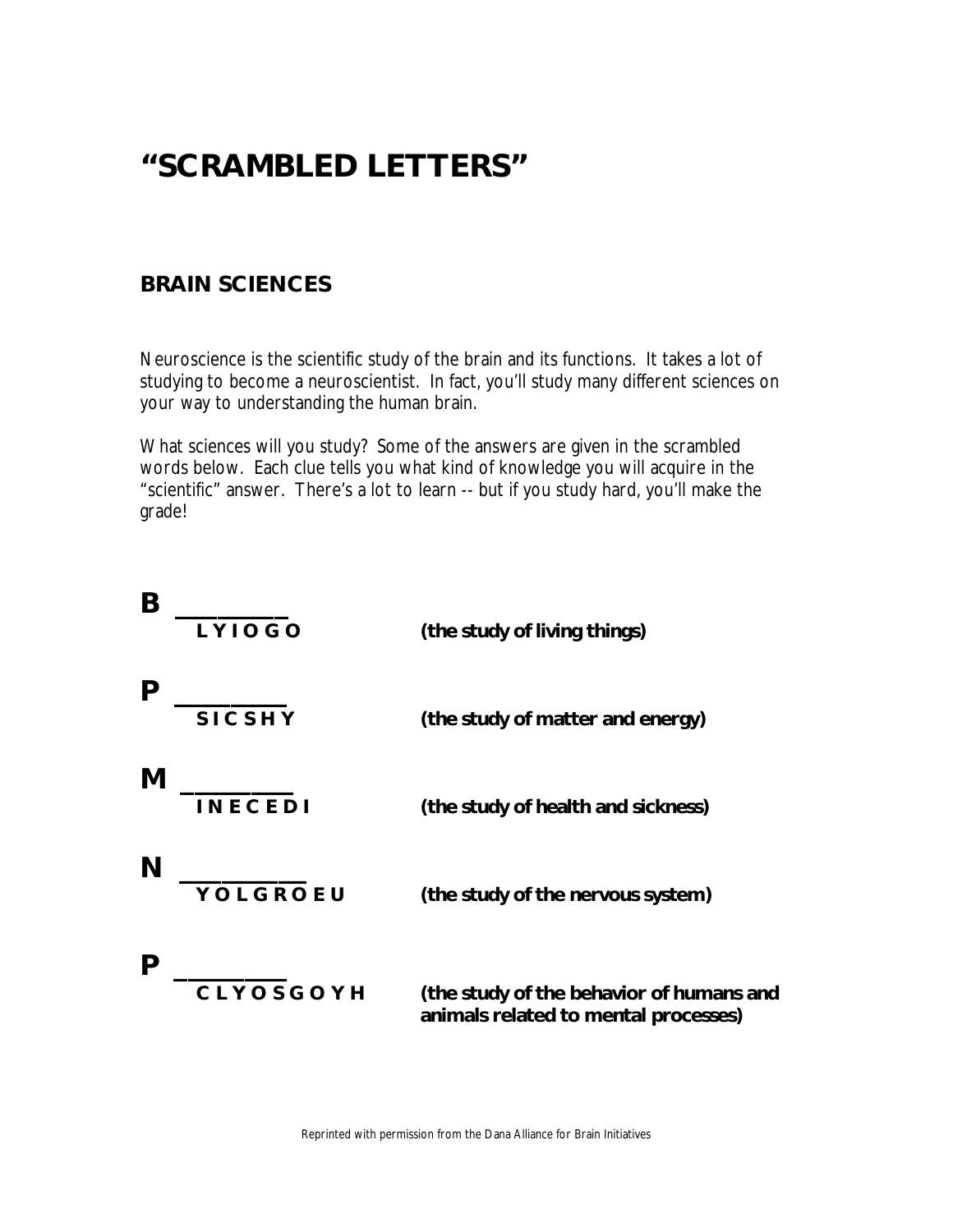# "SCRAMBLED LETTERS"

## BRAIN SCIENCES

Neuroscience is the scientific study of the brain and its functions. It takes a lot of studying to become a neuroscientist. In fact, you'll study many different sciences on your way to understanding the human brain.

What sciences will you study? Some of the answers are given in the scrambled words below. Each clue tells you what kind of knowledge you will acquire in the "scientific" answer. There's a lot to learn -- but if you study hard, you'll make the grade!

**B** ___________
**L Y I O G O** — **(the study of living things)**

**P** ___________
**S I C S H Y** — **(the study of matter and energy)**

**M** ___________
**I N E C E D I** — **(the study of health and sickness)**

**N** ___________
**Y O L G R O E U** — **(the study of the nervous system)**

**P** ___________
**C L Y O S G O Y H** — **(the study of the behavior of humans and animals related to mental processes)**

Reprinted with permission from the Dana Alliance for Brain Initiatives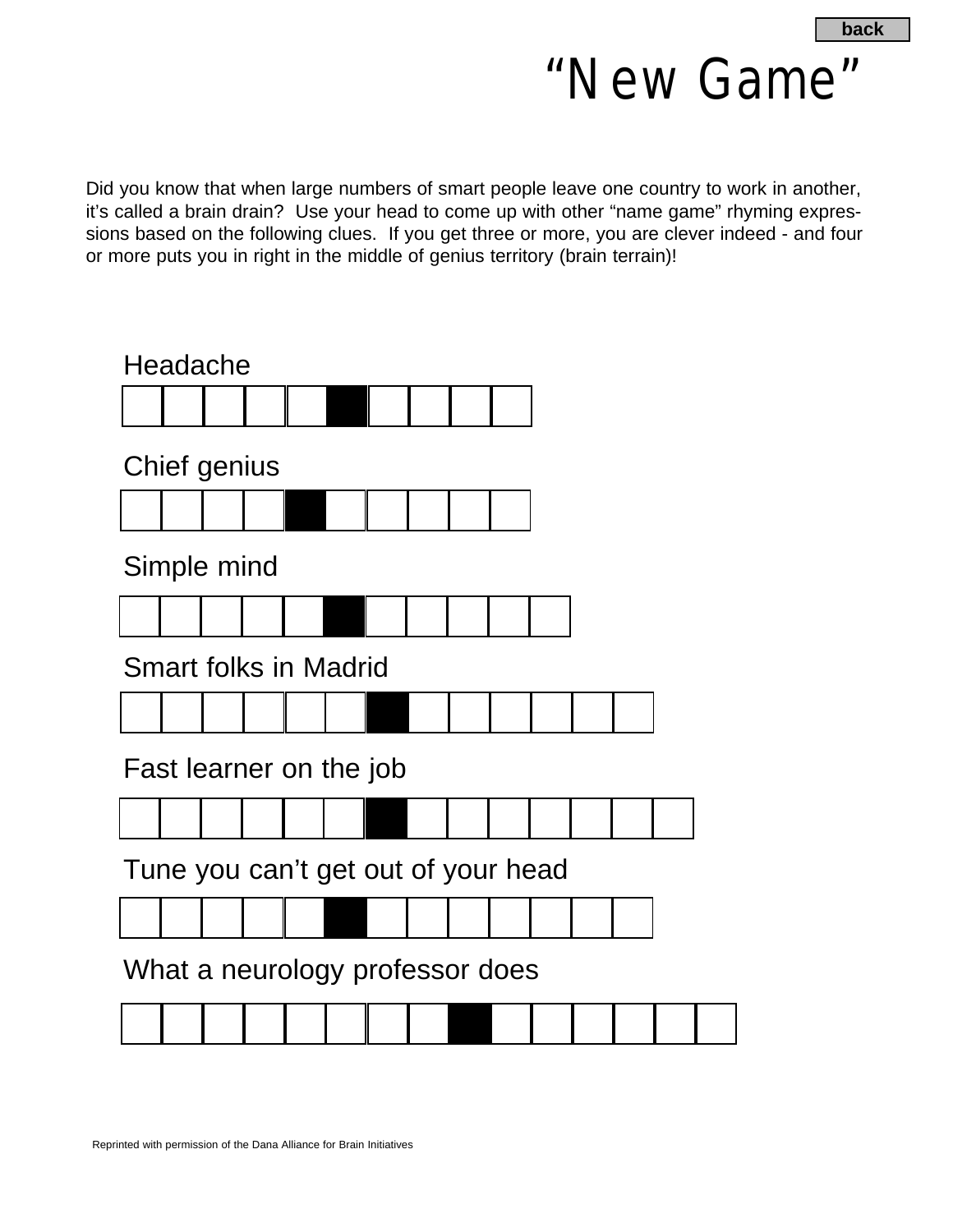# "New Game"

Did you know that when large numbers of smart people leave one country to work in another, it's called a brain drain? Use your head to come up with other "name game" rhyming expressions based on the following clues. If you get three or more, you are clever indeed - and four or more puts you in right in the middle of genius territory (brain terrain)!

Headache

| | | | | | ■ | | | | |
|---|---|---|---|---|---|---|---|---|---|

Chief genius

| | | | | ■ | | | | | |
|---|---|---|---|---|---|---|---|---|---|

Simple mind

| | | | | | ■ | | | | | |
|---|---|---|---|---|---|---|---|---|---|---|

Smart folks in Madrid

| | | | | | | ■ | | | | | | |
|---|---|---|---|---|---|---|---|---|---|---|---|---|

Fast learner on the job

| | | | | | | ■ | | | | | | | |
|---|---|---|---|---|---|---|---|---|---|---|---|---|---|

Tune you can't get out of your head

| | | | | | ■ | | | | | | | |
|---|---|---|---|---|---|---|---|---|---|---|---|---|

What a neurology professor does

| | | | | | | | | ■ | | | | | | |
|---|---|---|---|---|---|---|---|---|---|---|---|---|---|---|

Reprinted with permission of the Dana Alliance for Brain Initiatives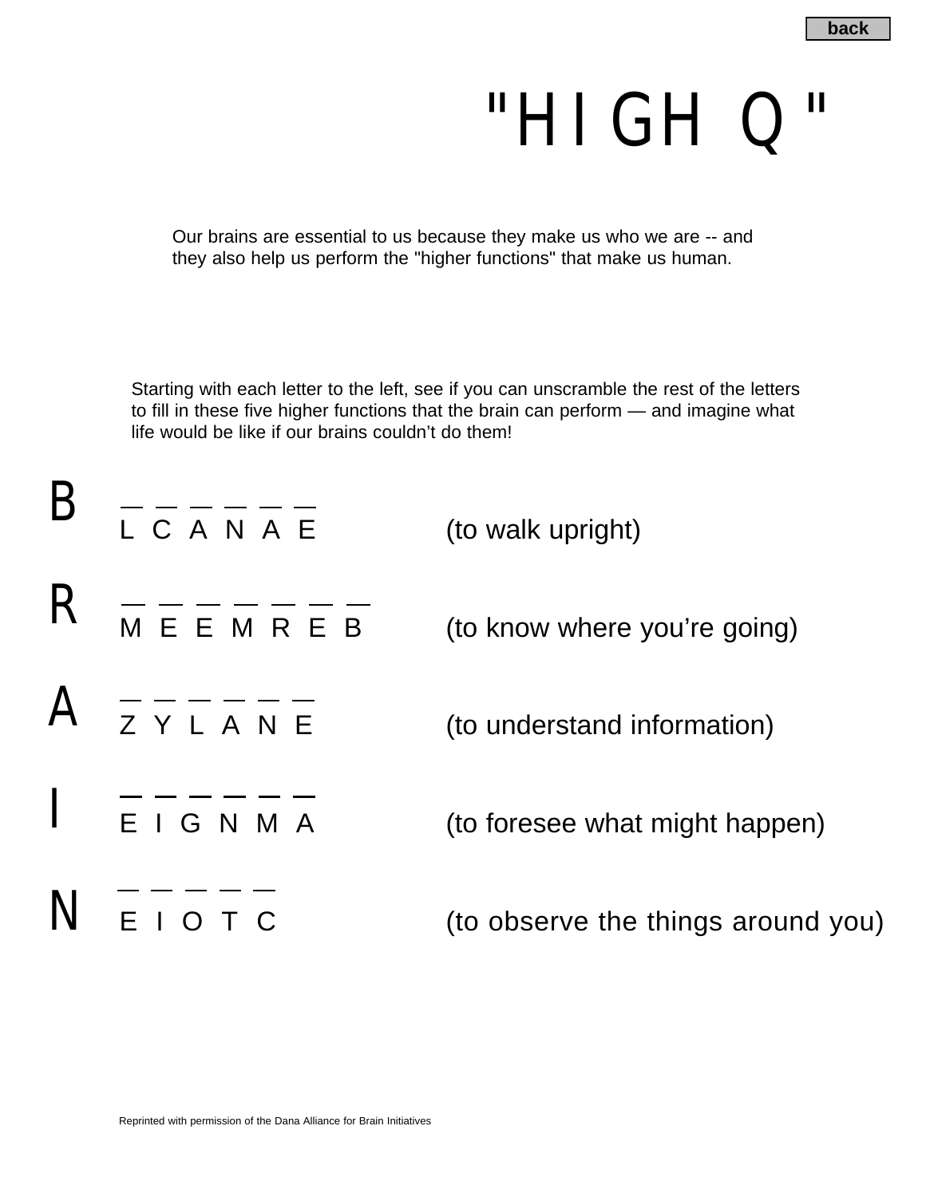back

# "HIGH Q"

Our brains are essential to us because they make us who we are -- and they also help us perform the "higher functions" that make us human.

Starting with each letter to the left, see if you can unscramble the rest of the letters to fill in these five higher functions that the brain can perform — and imagine what life would be like if our brains couldn't do them!

| | | |
|---|---|---|
| **B** | _ _ _ _ _ _<br>L C A N A E | (to walk upright) |
| **R** | _ _ _ _ _ _ _<br>M E E M R E B | (to know where you're going) |
| **A** | _ _ _ _ _ _<br>Z Y L A N E | (to understand information) |
| **I** | _ _ _ _ _ _<br>E I G N M A | (to foresee what might happen) |
| **N** | _ _ _ _ _<br>E I O T C | (to observe the things around you) |

Reprinted with permission of the Dana Alliance for Brain Initiatives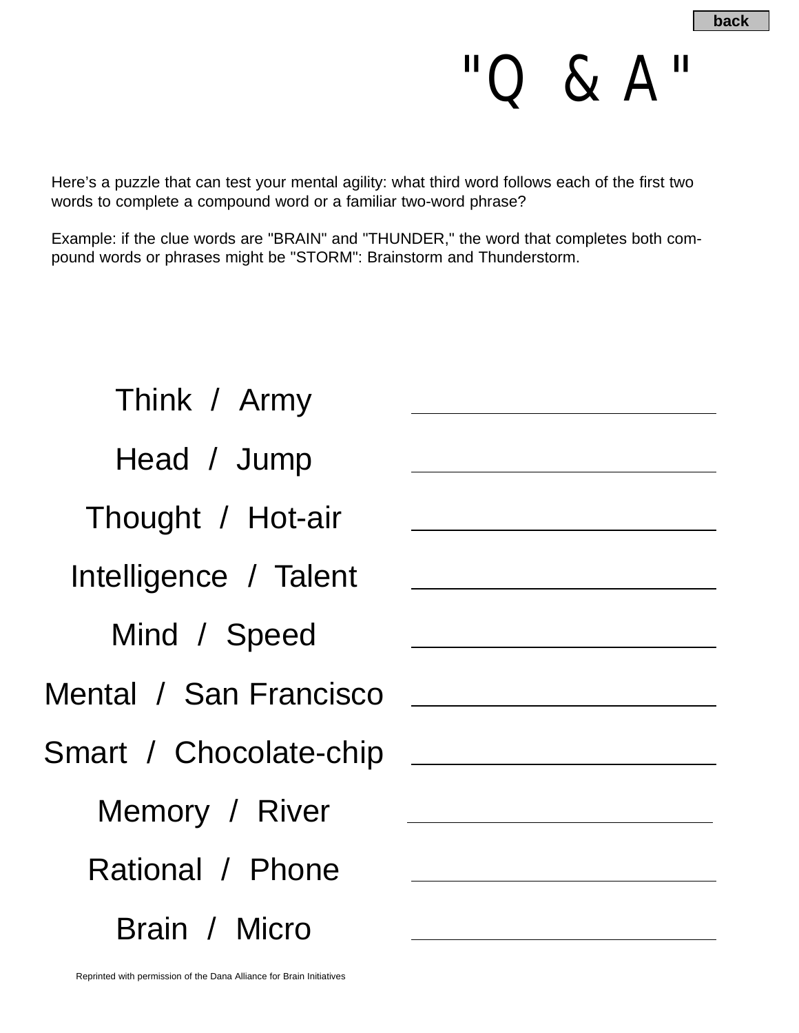# "Q & A"

Here's a puzzle that can test your mental agility: what third word follows each of the first two words to complete a compound word or a familiar two-word phrase?

Example: if the clue words are "BRAIN" and "THUNDER," the word that completes both compound words or phrases might be "STORM": Brainstorm and Thunderstorm.

| Clue words | Answer |
| --- | --- |
| Think / Army | ____________ |
| Head / Jump | ____________ |
| Thought / Hot-air | ____________ |
| Intelligence / Talent | ____________ |
| Mind / Speed | ____________ |
| Mental / San Francisco | ____________ |
| Smart / Chocolate-chip | ____________ |
| Memory / River | ____________ |
| Rational / Phone | ____________ |
| Brain / Micro | ____________ |

Reprinted with permission of the Dana Alliance for Brain Initiatives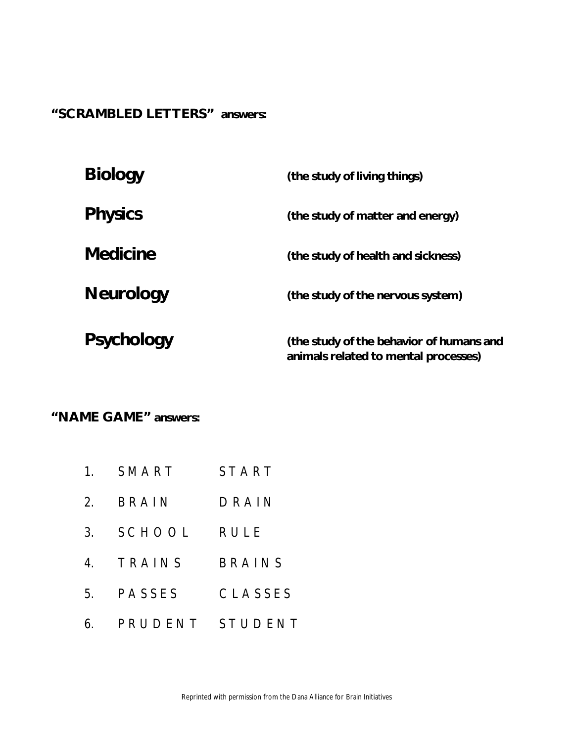**"SCRAMBLED LETTERS" answers:**

| | |
|---|---|
| **Biology** | **(the study of living things)** |
| **Physics** | **(the study of matter and energy)** |
| **Medicine** | **(the study of health and sickness)** |
| **Neurology** | **(the study of the nervous system)** |
| **Psychology** | **(the study of the behavior of humans and animals related to mental processes)** |

**"NAME GAME" answers:**

1. SMART START
2. BRAIN DRAIN
3. SCHOOL RULE
4. TRAINS BRAINS
5. PASSES CLASSES
6. PRUDENT STUDENT

Reprinted with permission from the Dana Alliance for Brain Initiatives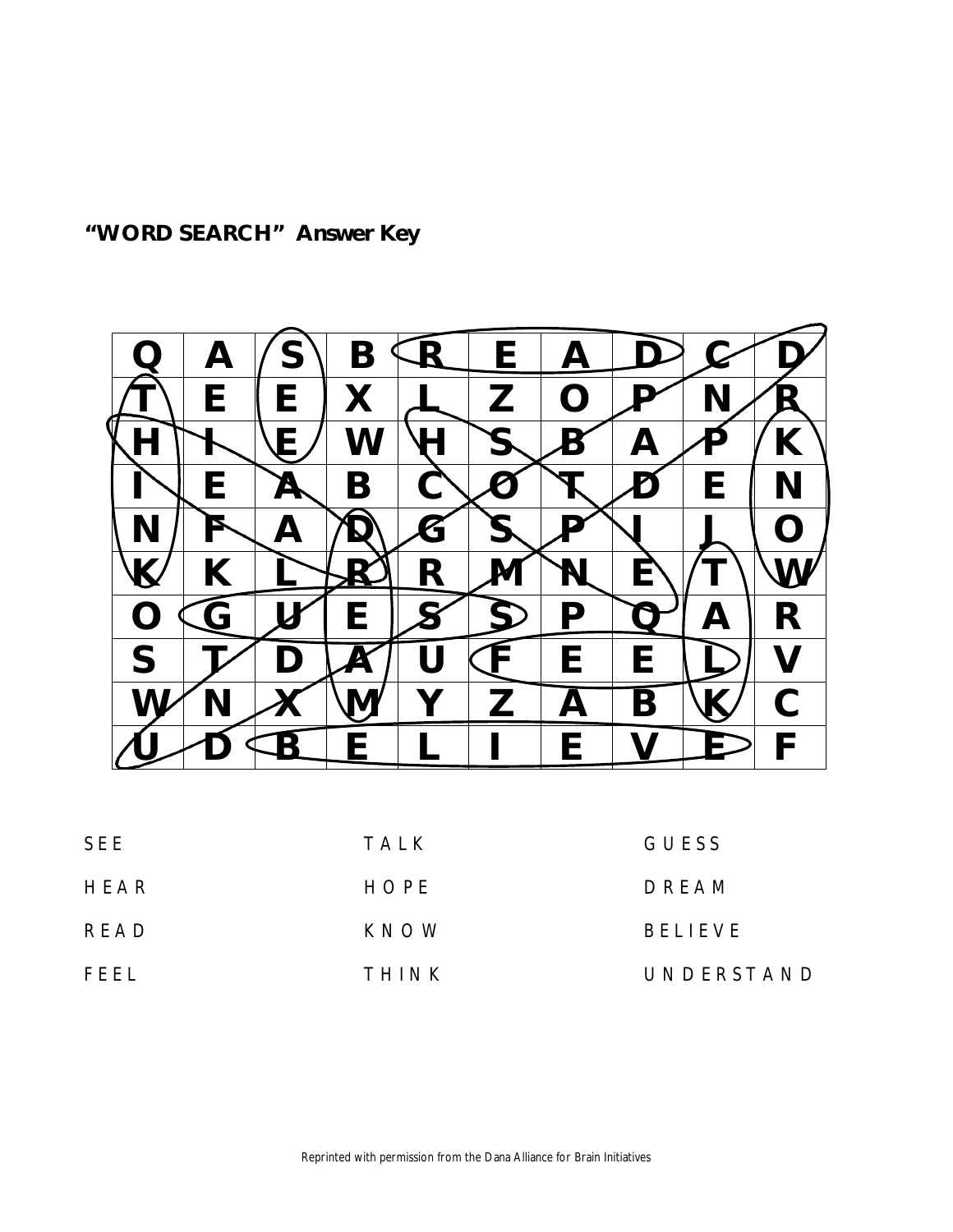**"WORD SEARCH" Answer Key**

| | | | | | | | | | |
|---|---|---|---|---|---|---|---|---|---|
| Q | A | S | B | R | E | A | D | C | D |
| T | E | E | X | L | Z | O | P | N | R |
| H | I | E | W | H | S | B | A | P | K |
| I | E | A | B | C | O | T | D | E | N |
| N | F | A | D | G | S | P | I | J | O |
| K | K | L | R | R | M | N | E | T | W |
| O | G | U | E | S | S | P | Q | A | R |
| S | T | D | A | U | F | E | E | L | V |
| W | N | X | M | Y | Z | A | B | K | C |
| U | D | B | E | L | I | E | V | E | F |

| | | |
|---|---|---|
| SEE | TALK | GUESS |
| HEAR | HOPE | DREAM |
| READ | KNOW | BELIEVE |
| FEEL | THINK | UNDERSTAND |

Reprinted with permission from the Dana Alliance for Brain Initiatives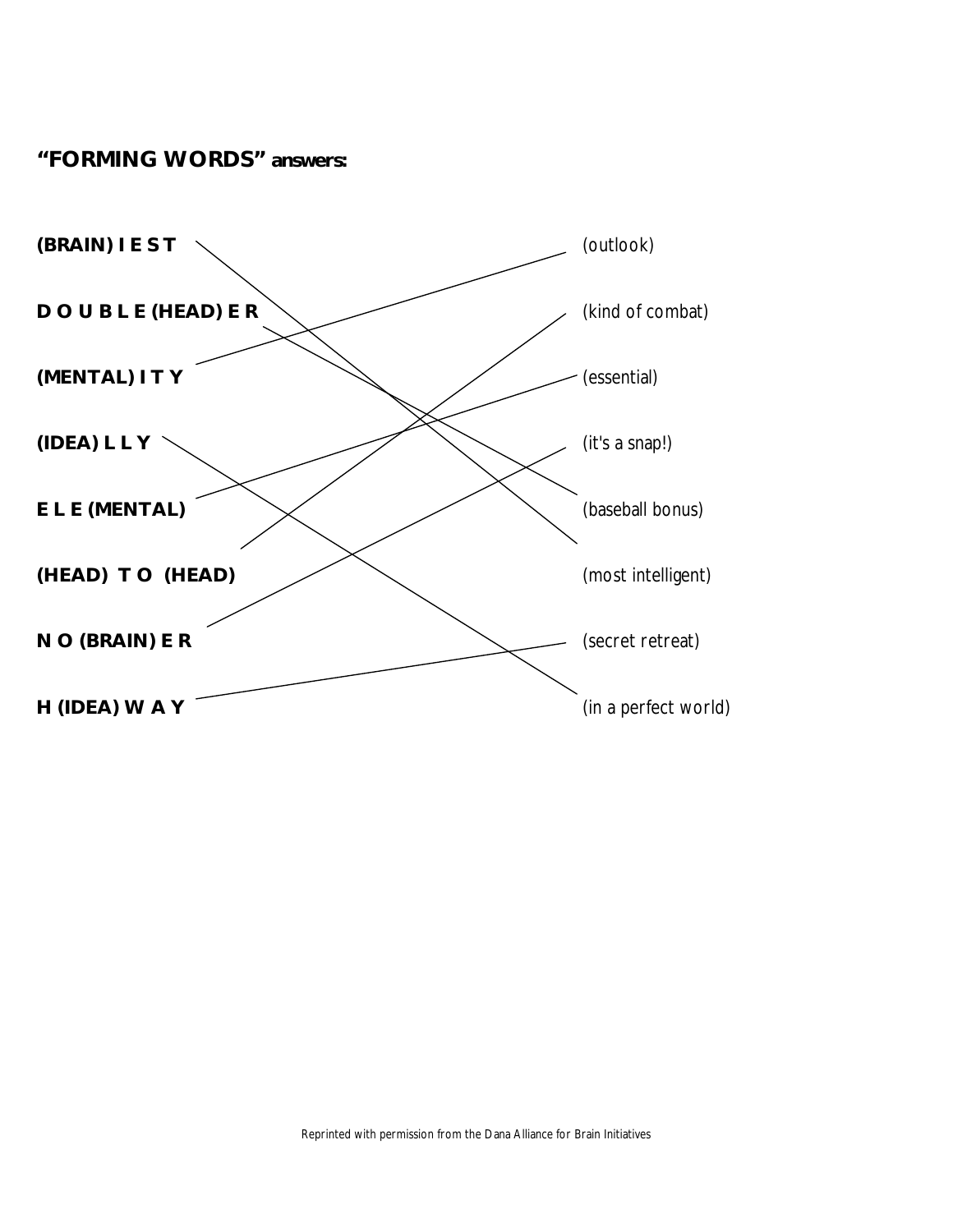## "FORMING WORDS" answers:

| | |
|---|---|
| **(BRAIN) I E S T** | *(outlook)* |
| **D O U B L E (HEAD) E R** | *(kind of combat)* |
| **(MENTAL) I T Y** | *(essential)* |
| **(IDEA) L L Y** | *(it's a snap!)* |
| **E L E (MENTAL)** | *(baseball bonus)* |
| **(HEAD) T O (HEAD)** | *(most intelligent)* |
| **N O (BRAIN) E R** | *(secret retreat)* |
| **H (IDEA) W A Y** | *(in a perfect world)* |

*Reprinted with permission from the Dana Alliance for Brain Initiatives*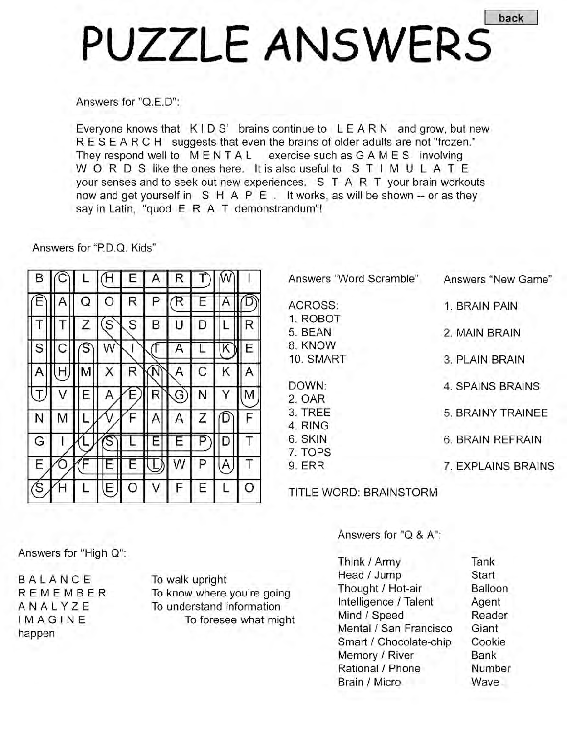back

# PUZZLE ANSWERS

Answers for "Q.E.D":

Everyone knows that KIDS' brains continue to LEARN and grow, but new RESEARCH suggests that even the brains of older adults are not "frozen." They respond well to MENTAL exercise such as GAMES involving WORDS like the ones here. It is also useful to STIMULATE your senses and to seek out new experiences. START your brain workouts now and get yourself in SHAPE. It works, as will be shown -- or as they say in Latin, "quod ERAT demonstrandum"!

Answers for "P.D.Q. Kids"

| | | | | | | | | | |
|---|---|---|---|---|---|---|---|---|---|
| B | C | L | H | E | A | R | T | W | I |
| E | A | Q | O | R | P | R | E | A | D |
| T | T | Z | S | S | B | U | D | L | R |
| S | C | S | W | I | T | A | L | K | E |
| A | H | M | X | R | N | A | C | K | A |
| T | V | E | A | E | R | G | N | Y | M |
| N | M | L | V | F | A | A | Z | D | F |
| G | I | L | S | L | E | E | P | D | T |
| E | O | F | E | E | L | W | P | A | T |
| S | H | L | E | O | V | F | E | L | O |

Answers "Word Scramble"

ACROSS:
1. ROBOT
5. BEAN
8. KNOW
10. SMART

DOWN:
2. OAR
3. TREE
4. RING
6. SKIN
7. TOPS
9. ERR

TITLE WORD: BRAINSTORM

Answers "New Game"

1. BRAIN PAIN
2. MAIN BRAIN
3. PLAIN BRAIN
4. SPAINS BRAINS
5. BRAINY TRAINEE
6. BRAIN REFRAIN
7. EXPLAINS BRAINS

Answers for "High Q":

BALANCE To walk upright
REMEMBER To know where you're going
ANALYZE To understand information
IMAGINE To foresee what might happen

Answers for "Q & A":

| | |
|---|---|
| Think / Army | Tank |
| Head / Jump | Start |
| Thought / Hot-air | Balloon |
| Intelligence / Talent | Agent |
| Mind / Speed | Reader |
| Mental / San Francisco | Giant |
| Smart / Chocolate-chip | Cookie |
| Memory / River | Bank |
| Rational / Phone | Number |
| Brain / Micro | Wave |